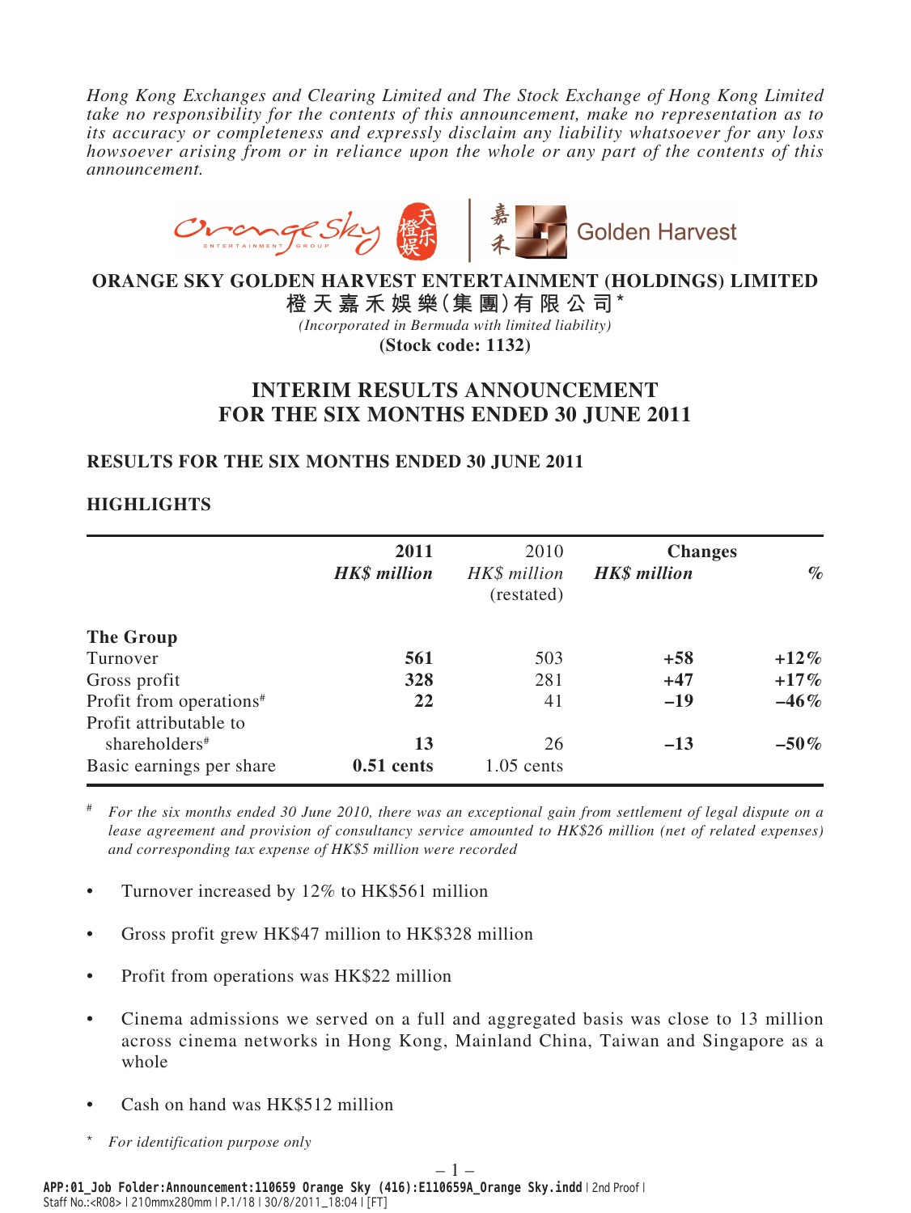*Hong Kong Exchanges and Clearing Limited and The Stock Exchange of Hong Kong Limited take no responsibility for the contents of this announcement, make no representation as to its accuracy or completeness and expressly disclaim any liability whatsoever for any loss howsoever arising from or in reliance upon the whole or any part of the contents of this announcement.*

**ORANGE SKY GOLDEN HARVEST ENTERTAINMENT (HOLDINGS) LIMITED**
**橙天嘉禾娛樂(集團)有限公司***

*(Incorporated in Bermuda with limited liability)*

**(Stock code: 1132)**

# INTERIM RESULTS ANNOUNCEMENT FOR THE SIX MONTHS ENDED 30 JUNE 2011

## RESULTS FOR THE SIX MONTHS ENDED 30 JUNE 2011

## HIGHLIGHTS

| | **2011** *HK$ million* | 2010 *HK$ million* (restated) | **Changes** *HK$ million* | *%* |
|---|---|---|---|---|
| **The Group** | | | | |
| Turnover | **561** | 503 | **+58** | **+12%** |
| Gross profit | **328** | 281 | **+47** | **+17%** |
| Profit from operations# | **22** | 41 | **–19** | **–46%** |
| Profit attributable to shareholders# | **13** | 26 | **–13** | **–50%** |
| Basic earnings per share | **0.51 cents** | 1.05 cents | | |

# *For the six months ended 30 June 2010, there was an exceptional gain from settlement of legal dispute on a lease agreement and provision of consultancy service amounted to HK$26 million (net of related expenses) and corresponding tax expense of HK$5 million were recorded*

- Turnover increased by 12% to HK$561 million
- Gross profit grew HK$47 million to HK$328 million
- Profit from operations was HK$22 million
- Cinema admissions we served on a full and aggregated basis was close to 13 million across cinema networks in Hong Kong, Mainland China, Taiwan and Singapore as a whole
- Cash on hand was HK$512 million

\* *For identification purpose only*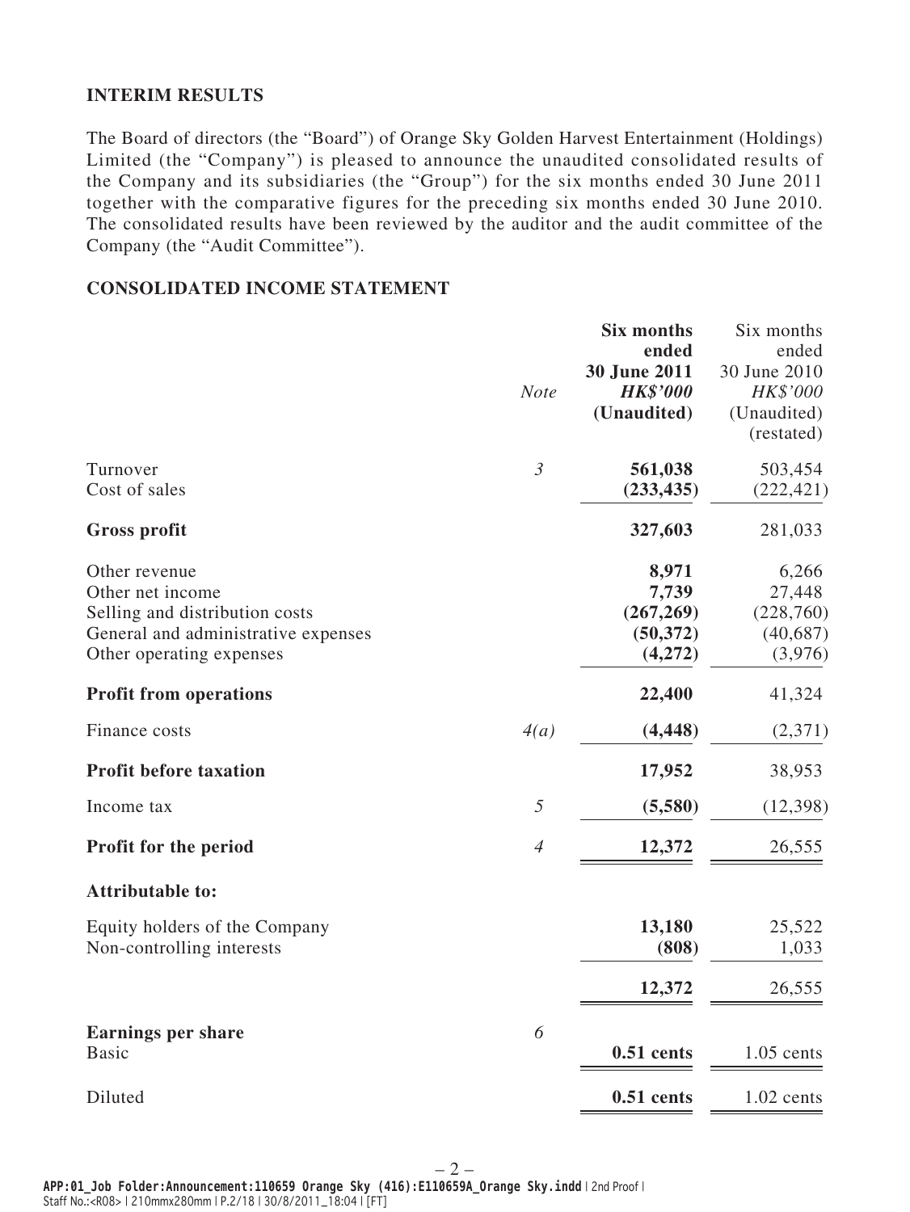## INTERIM RESULTS

The Board of directors (the "Board") of Orange Sky Golden Harvest Entertainment (Holdings) Limited (the "Company") is pleased to announce the unaudited consolidated results of the Company and its subsidiaries (the "Group") for the six months ended 30 June 2011 together with the comparative figures for the preceding six months ended 30 June 2010. The consolidated results have been reviewed by the auditor and the audit committee of the Company (the "Audit Committee").

## CONSOLIDATED INCOME STATEMENT

| | *Note* | **Six months ended 30 June 2011** ***HK$'000*** **(Unaudited)** | Six months ended 30 June 2010 *HK$'000* (Unaudited) (restated) |
|---|---|---|---|
| Turnover | *3* | **561,038** | 503,454 |
| Cost of sales | | **(233,435)** | (222,421) |
| **Gross profit** | | **327,603** | 281,033 |
| Other revenue | | **8,971** | 6,266 |
| Other net income | | **7,739** | 27,448 |
| Selling and distribution costs | | **(267,269)** | (228,760) |
| General and administrative expenses | | **(50,372)** | (40,687) |
| Other operating expenses | | **(4,272)** | (3,976) |
| **Profit from operations** | | **22,400** | 41,324 |
| Finance costs | *4(a)* | **(4,448)** | (2,371) |
| **Profit before taxation** | | **17,952** | 38,953 |
| Income tax | *5* | **(5,580)** | (12,398) |
| **Profit for the period** | *4* | **12,372** | 26,555 |
| **Attributable to:** | | | |
| Equity holders of the Company | | **13,180** | 25,522 |
| Non-controlling interests | | **(808)** | 1,033 |
| | | **12,372** | 26,555 |
| **Earnings per share** | *6* | | |
| Basic | | **0.51 cents** | 1.05 cents |
| Diluted | | **0.51 cents** | 1.02 cents |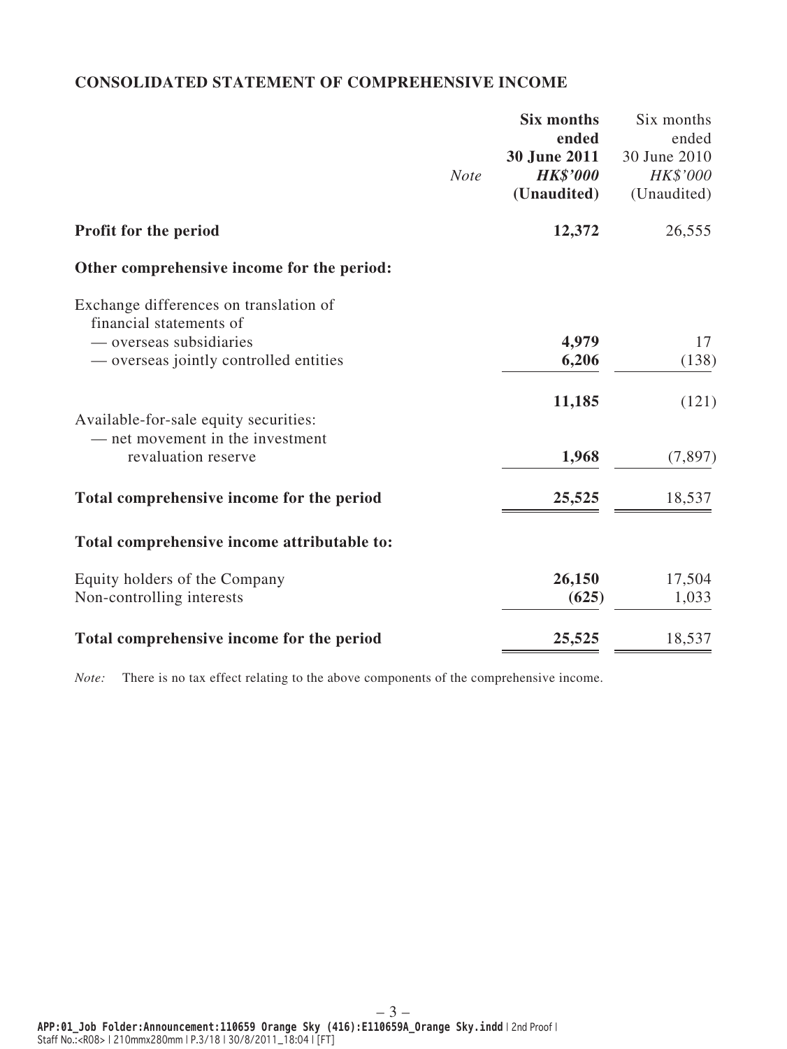## CONSOLIDATED STATEMENT OF COMPREHENSIVE INCOME

| | *Note* | **Six months ended 30 June 2011** *HK$'000* **(Unaudited)** | Six months ended 30 June 2010 *HK$'000* (Unaudited) |
|---|---|---|---|
| **Profit for the period** | | **12,372** | 26,555 |
| **Other comprehensive income for the period:** | | | |
| Exchange differences on translation of financial statements of | | | |
| — overseas subsidiaries | | **4,979** | 17 |
| — overseas jointly controlled entities | | **6,206** | (138) |
| | | **11,185** | (121) |
| Available-for-sale equity securities: | | | |
| — net movement in the investment revaluation reserve | | **1,968** | (7,897) |
| **Total comprehensive income for the period** | | **25,525** | 18,537 |
| **Total comprehensive income attributable to:** | | | |
| Equity holders of the Company | | **26,150** | 17,504 |
| Non-controlling interests | | **(625)** | 1,033 |
| **Total comprehensive income for the period** | | **25,525** | 18,537 |

*Note:* There is no tax effect relating to the above components of the comprehensive income.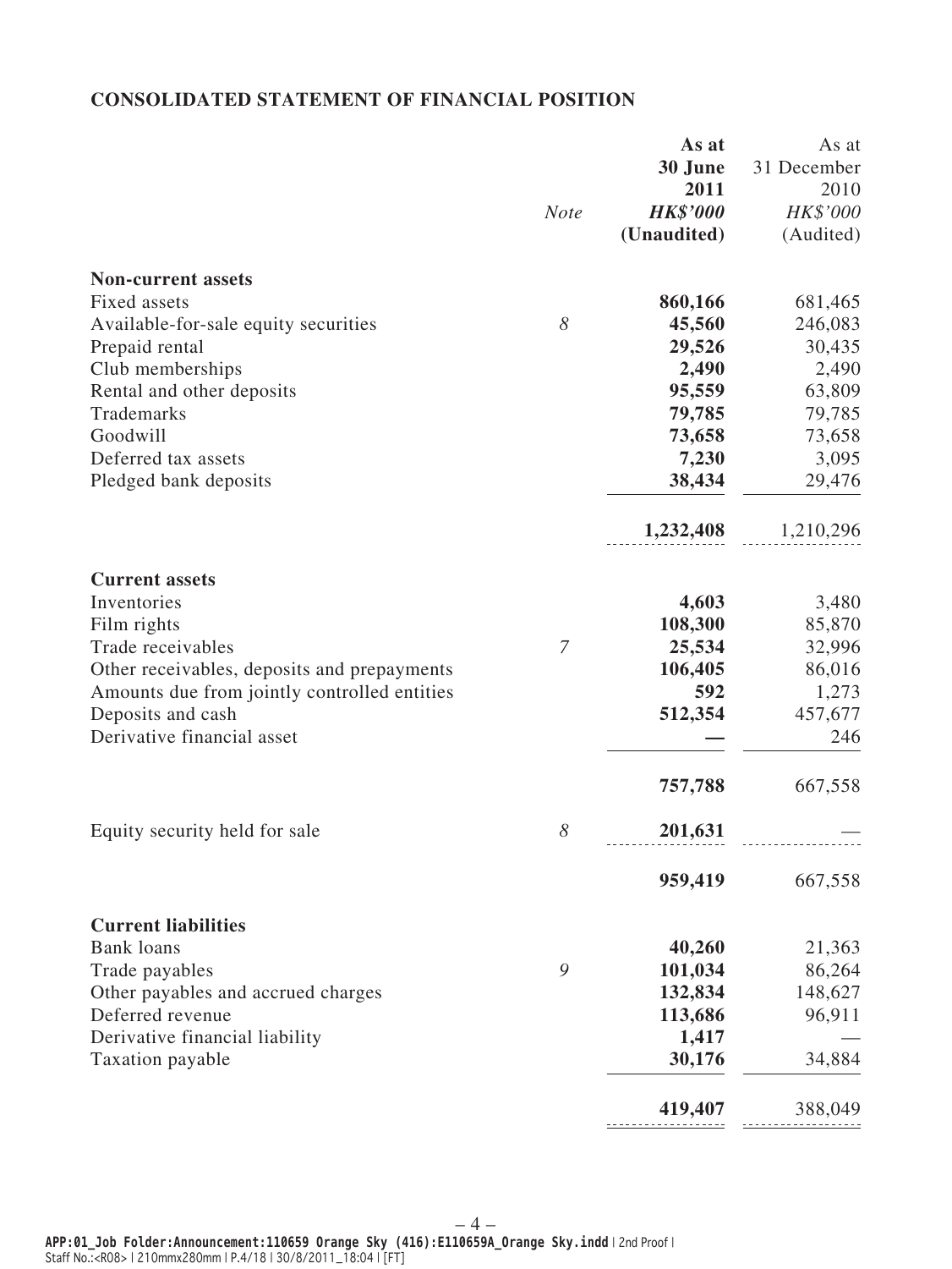## CONSOLIDATED STATEMENT OF FINANCIAL POSITION

| | Note | As at 30 June 2011 HK$'000 (Unaudited) | As at 31 December 2010 HK$'000 (Audited) |
|---|---|---|---|
| **Non-current assets** | | | |
| Fixed assets | | **860,166** | 681,465 |
| Available-for-sale equity securities | 8 | **45,560** | 246,083 |
| Prepaid rental | | **29,526** | 30,435 |
| Club memberships | | **2,490** | 2,490 |
| Rental and other deposits | | **95,559** | 63,809 |
| Trademarks | | **79,785** | 79,785 |
| Goodwill | | **73,658** | 73,658 |
| Deferred tax assets | | **7,230** | 3,095 |
| Pledged bank deposits | | **38,434** | 29,476 |
| | | **1,232,408** | 1,210,296 |
| **Current assets** | | | |
| Inventories | | **4,603** | 3,480 |
| Film rights | | **108,300** | 85,870 |
| Trade receivables | 7 | **25,534** | 32,996 |
| Other receivables, deposits and prepayments | | **106,405** | 86,016 |
| Amounts due from jointly controlled entities | | **592** | 1,273 |
| Deposits and cash | | **512,354** | 457,677 |
| Derivative financial asset | | **—** | 246 |
| | | **757,788** | 667,558 |
| Equity security held for sale | 8 | **201,631** | — |
| | | **959,419** | 667,558 |
| **Current liabilities** | | | |
| Bank loans | | **40,260** | 21,363 |
| Trade payables | 9 | **101,034** | 86,264 |
| Other payables and accrued charges | | **132,834** | 148,627 |
| Deferred revenue | | **113,686** | 96,911 |
| Derivative financial liability | | **1,417** | — |
| Taxation payable | | **30,176** | 34,884 |
| | | **419,407** | 388,049 |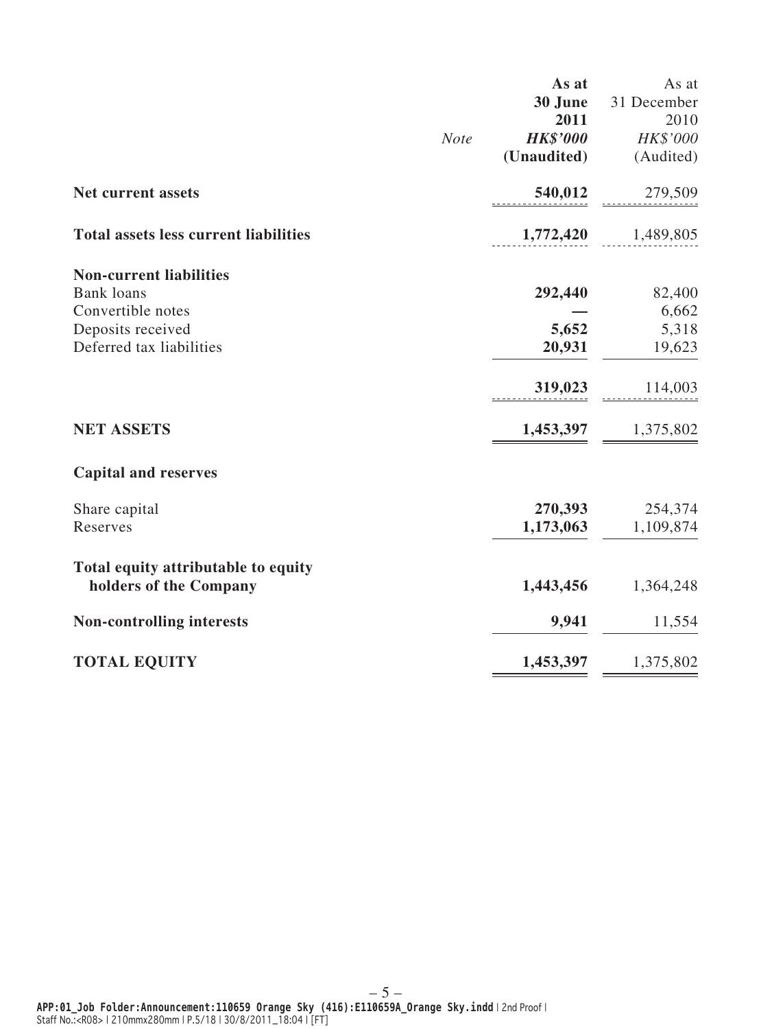| | Note | As at 30 June 2011 HK$'000 (Unaudited) | As at 31 December 2010 HK$'000 (Audited) |
|---|---|---|---|
| **Net current assets** | | **540,012** | 279,509 |
| **Total assets less current liabilities** | | **1,772,420** | 1,489,805 |
| **Non-current liabilities** | | | |
| Bank loans | | **292,440** | 82,400 |
| Convertible notes | | **—** | 6,662 |
| Deposits received | | **5,652** | 5,318 |
| Deferred tax liabilities | | **20,931** | 19,623 |
| | | **319,023** | 114,003 |
| **NET ASSETS** | | **1,453,397** | 1,375,802 |
| **Capital and reserves** | | | |
| Share capital | | **270,393** | 254,374 |
| Reserves | | **1,173,063** | 1,109,874 |
| **Total equity attributable to equity holders of the Company** | | **1,443,456** | 1,364,248 |
| **Non-controlling interests** | | **9,941** | 11,554 |
| **TOTAL EQUITY** | | **1,453,397** | 1,375,802 |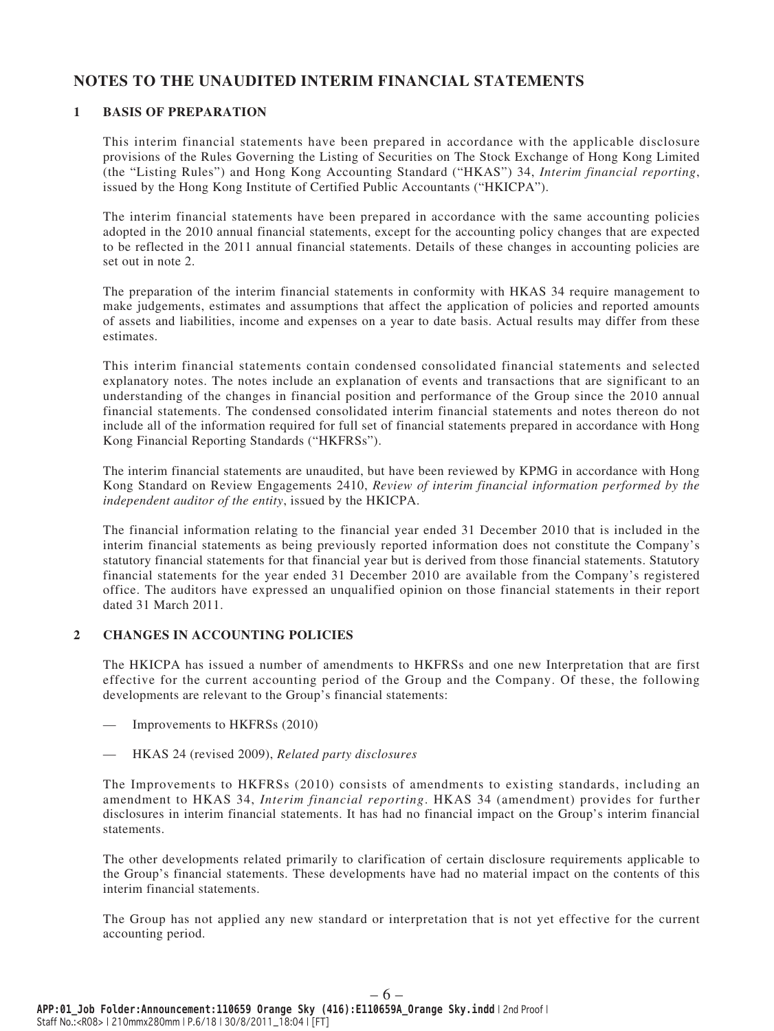# NOTES TO THE UNAUDITED INTERIM FINANCIAL STATEMENTS

## 1 BASIS OF PREPARATION

This interim financial statements have been prepared in accordance with the applicable disclosure provisions of the Rules Governing the Listing of Securities on The Stock Exchange of Hong Kong Limited (the "Listing Rules") and Hong Kong Accounting Standard ("HKAS") 34, *Interim financial reporting*, issued by the Hong Kong Institute of Certified Public Accountants ("HKICPA").

The interim financial statements have been prepared in accordance with the same accounting policies adopted in the 2010 annual financial statements, except for the accounting policy changes that are expected to be reflected in the 2011 annual financial statements. Details of these changes in accounting policies are set out in note 2.

The preparation of the interim financial statements in conformity with HKAS 34 require management to make judgements, estimates and assumptions that affect the application of policies and reported amounts of assets and liabilities, income and expenses on a year to date basis. Actual results may differ from these estimates.

This interim financial statements contain condensed consolidated financial statements and selected explanatory notes. The notes include an explanation of events and transactions that are significant to an understanding of the changes in financial position and performance of the Group since the 2010 annual financial statements. The condensed consolidated interim financial statements and notes thereon do not include all of the information required for full set of financial statements prepared in accordance with Hong Kong Financial Reporting Standards ("HKFRSs").

The interim financial statements are unaudited, but have been reviewed by KPMG in accordance with Hong Kong Standard on Review Engagements 2410, *Review of interim financial information performed by the independent auditor of the entity*, issued by the HKICPA.

The financial information relating to the financial year ended 31 December 2010 that is included in the interim financial statements as being previously reported information does not constitute the Company's statutory financial statements for that financial year but is derived from those financial statements. Statutory financial statements for the year ended 31 December 2010 are available from the Company's registered office. The auditors have expressed an unqualified opinion on those financial statements in their report dated 31 March 2011.

## 2 CHANGES IN ACCOUNTING POLICIES

The HKICPA has issued a number of amendments to HKFRSs and one new Interpretation that are first effective for the current accounting period of the Group and the Company. Of these, the following developments are relevant to the Group's financial statements:

— Improvements to HKFRSs (2010)

— HKAS 24 (revised 2009), *Related party disclosures*

The Improvements to HKFRSs (2010) consists of amendments to existing standards, including an amendment to HKAS 34, *Interim financial reporting*. HKAS 34 (amendment) provides for further disclosures in interim financial statements. It has had no financial impact on the Group's interim financial statements.

The other developments related primarily to clarification of certain disclosure requirements applicable to the Group's financial statements. These developments have had no material impact on the contents of this interim financial statements.

The Group has not applied any new standard or interpretation that is not yet effective for the current accounting period.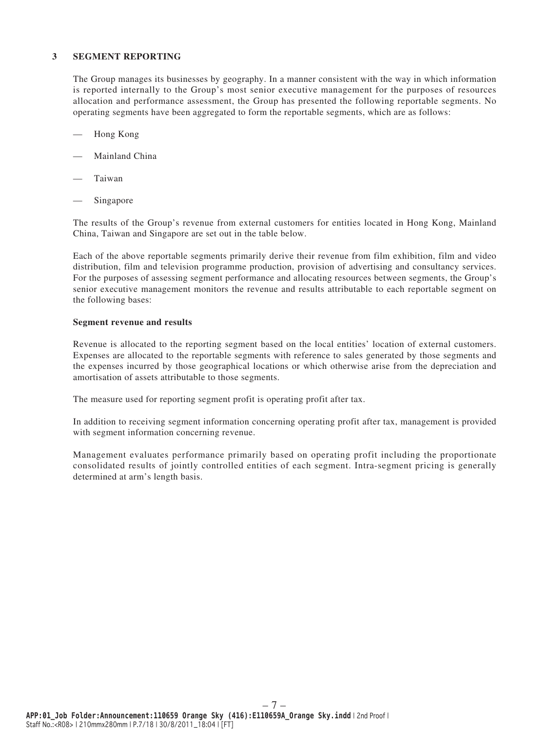## 3 SEGMENT REPORTING

The Group manages its businesses by geography. In a manner consistent with the way in which information is reported internally to the Group's most senior executive management for the purposes of resources allocation and performance assessment, the Group has presented the following reportable segments. No operating segments have been aggregated to form the reportable segments, which are as follows:

- Hong Kong
- Mainland China
- Taiwan
- Singapore

The results of the Group's revenue from external customers for entities located in Hong Kong, Mainland China, Taiwan and Singapore are set out in the table below.

Each of the above reportable segments primarily derive their revenue from film exhibition, film and video distribution, film and television programme production, provision of advertising and consultancy services. For the purposes of assessing segment performance and allocating resources between segments, the Group's senior executive management monitors the revenue and results attributable to each reportable segment on the following bases:

**Segment revenue and results**

Revenue is allocated to the reporting segment based on the local entities' location of external customers. Expenses are allocated to the reportable segments with reference to sales generated by those segments and the expenses incurred by those geographical locations or which otherwise arise from the depreciation and amortisation of assets attributable to those segments.

The measure used for reporting segment profit is operating profit after tax.

In addition to receiving segment information concerning operating profit after tax, management is provided with segment information concerning revenue.

Management evaluates performance primarily based on operating profit including the proportionate consolidated results of jointly controlled entities of each segment. Intra-segment pricing is generally determined at arm's length basis.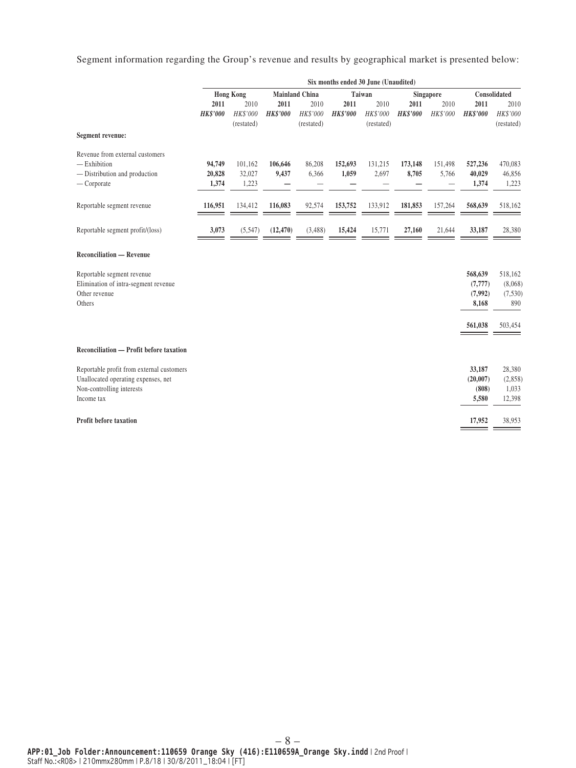Segment information regarding the Group's revenue and results by geographical market is presented below:

| | Six months ended 30 June (Unaudited) | | | | | | | | | |
|---|---|---|---|---|---|---|---|---|---|---|
| | Hong Kong | | Mainland China | | Taiwan | | Singapore | | Consolidated | |
| | **2011** | 2010 | **2011** | 2010 | **2011** | 2010 | **2011** | 2010 | **2011** | 2010 |
| | ***HK$'000*** | *HK$'000* (restated) | ***HK$'000*** | *HK$'000* (restated) | ***HK$'000*** | *HK$'000* (restated) | ***HK$'000*** | *HK$'000* | ***HK$'000*** | *HK$'000* (restated) |
| **Segment revenue:** | | | | | | | | | | |
| Revenue from external customers | | | | | | | | | | |
| — Exhibition | **94,749** | 101,162 | **106,646** | 86,208 | **152,693** | 131,215 | **173,148** | 151,498 | **527,236** | 470,083 |
| — Distribution and production | **20,828** | 32,027 | **9,437** | 6,366 | **1,059** | 2,697 | **8,705** | 5,766 | **40,029** | 46,856 |
| — Corporate | **1,374** | 1,223 | **—** | — | **—** | — | **—** | — | **1,374** | 1,223 |
| Reportable segment revenue | **116,951** | 134,412 | **116,083** | 92,574 | **153,752** | 133,912 | **181,853** | 157,264 | **568,639** | 518,162 |
| Reportable segment profit/(loss) | **3,073** | (5,547) | **(12,470)** | (3,488) | **15,424** | 15,771 | **27,160** | 21,644 | **33,187** | 28,380 |
| **Reconciliation — Revenue** | | | | | | | | | | |
| Reportable segment revenue | | | | | | | | | **568,639** | 518,162 |
| Elimination of intra-segment revenue | | | | | | | | | **(7,777)** | (8,068) |
| Other revenue | | | | | | | | | **(7,992)** | (7,530) |
| Others | | | | | | | | | **8,168** | 890 |
| | | | | | | | | | **561,038** | 503,454 |
| **Reconciliation — Profit before taxation** | | | | | | | | | | |
| Reportable profit from external customers | | | | | | | | | **33,187** | 28,380 |
| Unallocated operating expenses, net | | | | | | | | | **(20,007)** | (2,858) |
| Non-controlling interests | | | | | | | | | **(808)** | 1,033 |
| Income tax | | | | | | | | | **5,580** | 12,398 |
| **Profit before taxation** | | | | | | | | | **17,952** | 38,953 |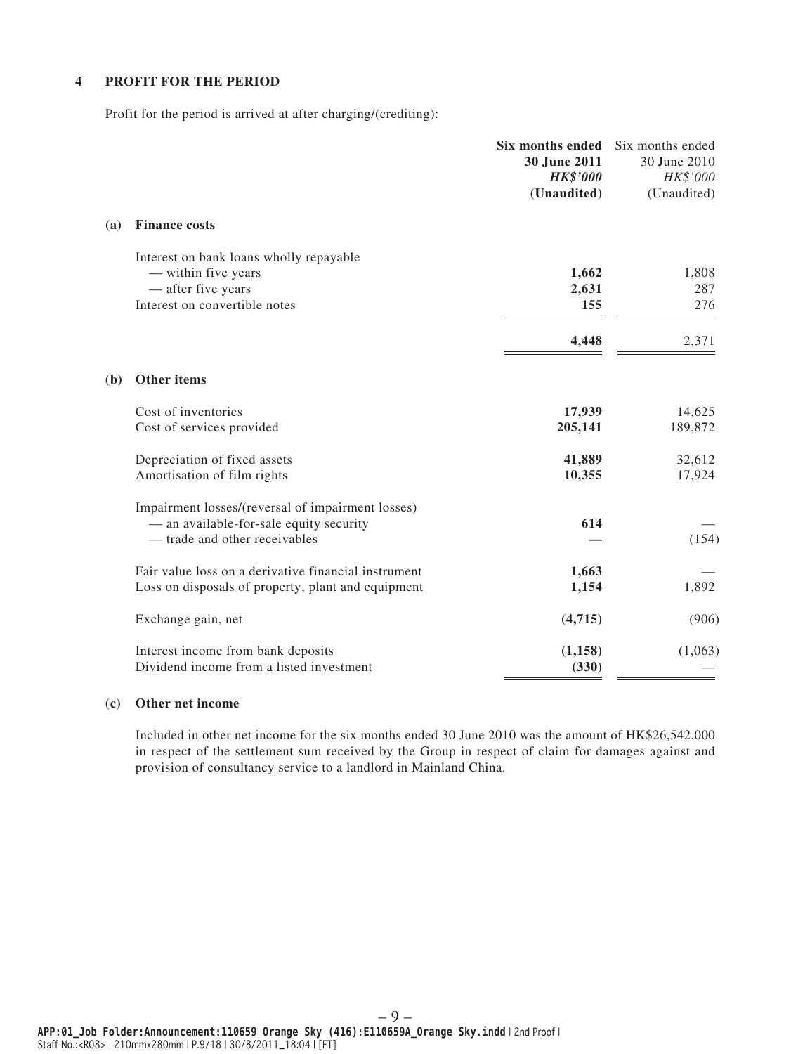## 4 PROFIT FOR THE PERIOD

Profit for the period is arrived at after charging/(crediting):

| | **Six months ended 30 June 2011** *HK$'000* **(Unaudited)** | Six months ended 30 June 2010 *HK$'000* (Unaudited) |
|---|---|---|
| **(a) Finance costs** | | |
| Interest on bank loans wholly repayable | | |
| — within five years | **1,662** | 1,808 |
| — after five years | **2,631** | 287 |
| Interest on convertible notes | **155** | 276 |
| | **4,448** | 2,371 |
| **(b) Other items** | | |
| Cost of inventories | **17,939** | 14,625 |
| Cost of services provided | **205,141** | 189,872 |
| Depreciation of fixed assets | **41,889** | 32,612 |
| Amortisation of film rights | **10,355** | 17,924 |
| Impairment losses/(reversal of impairment losses) | | |
| — an available-for-sale equity security | **614** | — |
| — trade and other receivables | **—** | (154) |
| Fair value loss on a derivative financial instrument | **1,663** | — |
| Loss on disposals of property, plant and equipment | **1,154** | 1,892 |
| Exchange gain, net | **(4,715)** | (906) |
| Interest income from bank deposits | **(1,158)** | (1,063) |
| Dividend income from a listed investment | **(330)** | — |

**(c) Other net income**

Included in other net income for the six months ended 30 June 2010 was the amount of HK$26,542,000 in respect of the settlement sum received by the Group in respect of claim for damages against and provision of consultancy service to a landlord in Mainland China.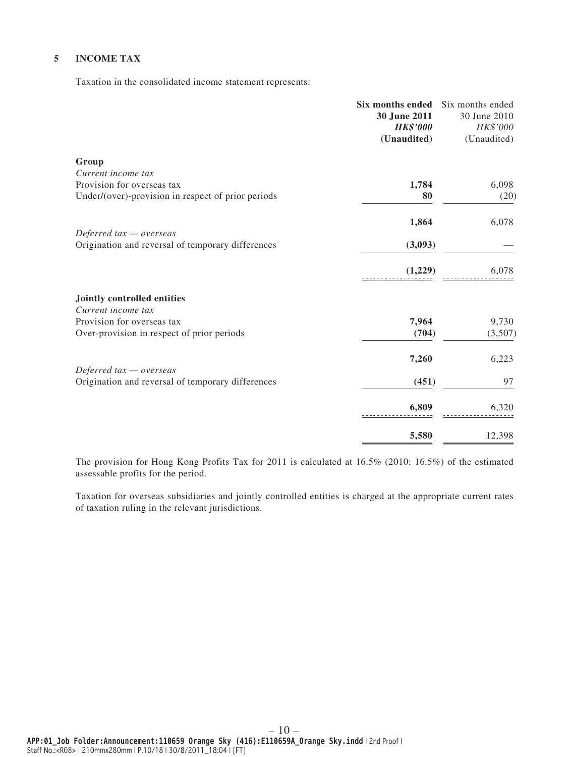## 5 INCOME TAX

Taxation in the consolidated income statement represents:

| | **Six months ended 30 June 2011** ***HK$'000*** **(Unaudited)** | Six months ended 30 June 2010 *HK$'000* (Unaudited) |
|---|---|---|
| **Group** | | |
| *Current income tax* | | |
| Provision for overseas tax | **1,784** | 6,098 |
| Under/(over)-provision in respect of prior periods | **80** | (20) |
| | **1,864** | 6,078 |
| *Deferred tax — overseas* | | |
| Origination and reversal of temporary differences | **(3,093)** | — |
| | **(1,229)** | 6,078 |
| **Jointly controlled entities** | | |
| *Current income tax* | | |
| Provision for overseas tax | **7,964** | 9,730 |
| Over-provision in respect of prior periods | **(704)** | (3,507) |
| | **7,260** | 6,223 |
| *Deferred tax — overseas* | | |
| Origination and reversal of temporary differences | **(451)** | 97 |
| | **6,809** | 6,320 |
| | **5,580** | 12,398 |

The provision for Hong Kong Profits Tax for 2011 is calculated at 16.5% (2010: 16.5%) of the estimated assessable profits for the period.

Taxation for overseas subsidiaries and jointly controlled entities is charged at the appropriate current rates of taxation ruling in the relevant jurisdictions.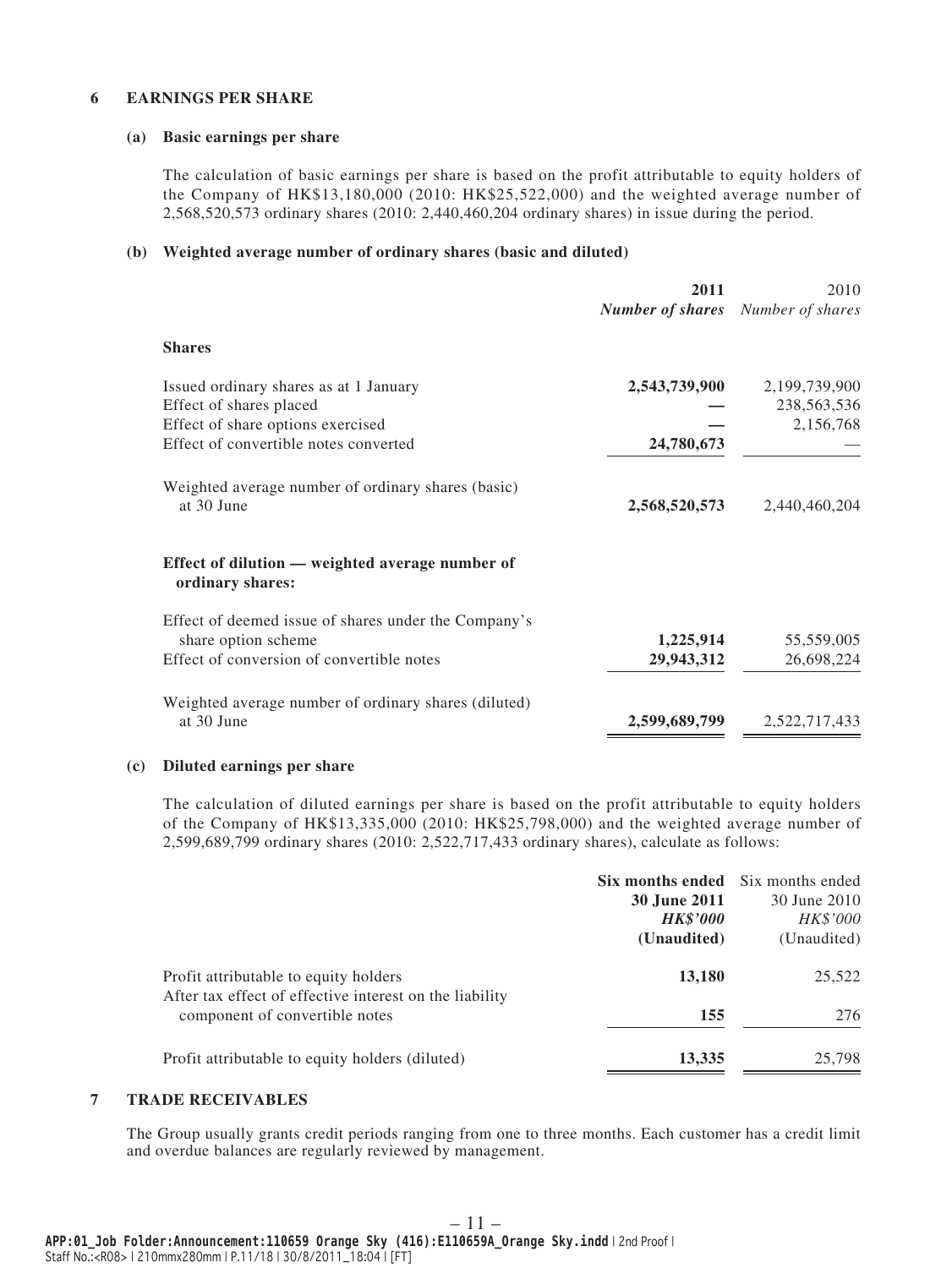## 6 EARNINGS PER SHARE

### (a) Basic earnings per share

The calculation of basic earnings per share is based on the profit attributable to equity holders of the Company of HK$13,180,000 (2010: HK$25,522,000) and the weighted average number of 2,568,520,573 ordinary shares (2010: 2,440,460,204 ordinary shares) in issue during the period.

### (b) Weighted average number of ordinary shares (basic and diluted)

| | **2011** | 2010 |
|---|---|---|
| | ***Number of shares*** | *Number of shares* |
| **Shares** | | |
| Issued ordinary shares as at 1 January | **2,543,739,900** | 2,199,739,900 |
| Effect of shares placed | **—** | 238,563,536 |
| Effect of share options exercised | **—** | 2,156,768 |
| Effect of convertible notes converted | **24,780,673** | — |
| Weighted average number of ordinary shares (basic) at 30 June | **2,568,520,573** | 2,440,460,204 |
| **Effect of dilution — weighted average number of ordinary shares:** | | |
| Effect of deemed issue of shares under the Company's share option scheme | **1,225,914** | 55,559,005 |
| Effect of conversion of convertible notes | **29,943,312** | 26,698,224 |
| Weighted average number of ordinary shares (diluted) at 30 June | **2,599,689,799** | 2,522,717,433 |

### (c) Diluted earnings per share

The calculation of diluted earnings per share is based on the profit attributable to equity holders of the Company of HK$13,335,000 (2010: HK$25,798,000) and the weighted average number of 2,599,689,799 ordinary shares (2010: 2,522,717,433 ordinary shares), calculate as follows:

| | **Six months ended 30 June 2011** | Six months ended 30 June 2010 |
|---|---|---|
| | ***HK$'000*** | *HK$'000* |
| | **(Unaudited)** | (Unaudited) |
| Profit attributable to equity holders | **13,180** | 25,522 |
| After tax effect of effective interest on the liability component of convertible notes | **155** | 276 |
| Profit attributable to equity holders (diluted) | **13,335** | 25,798 |

## 7 TRADE RECEIVABLES

The Group usually grants credit periods ranging from one to three months. Each customer has a credit limit and overdue balances are regularly reviewed by management.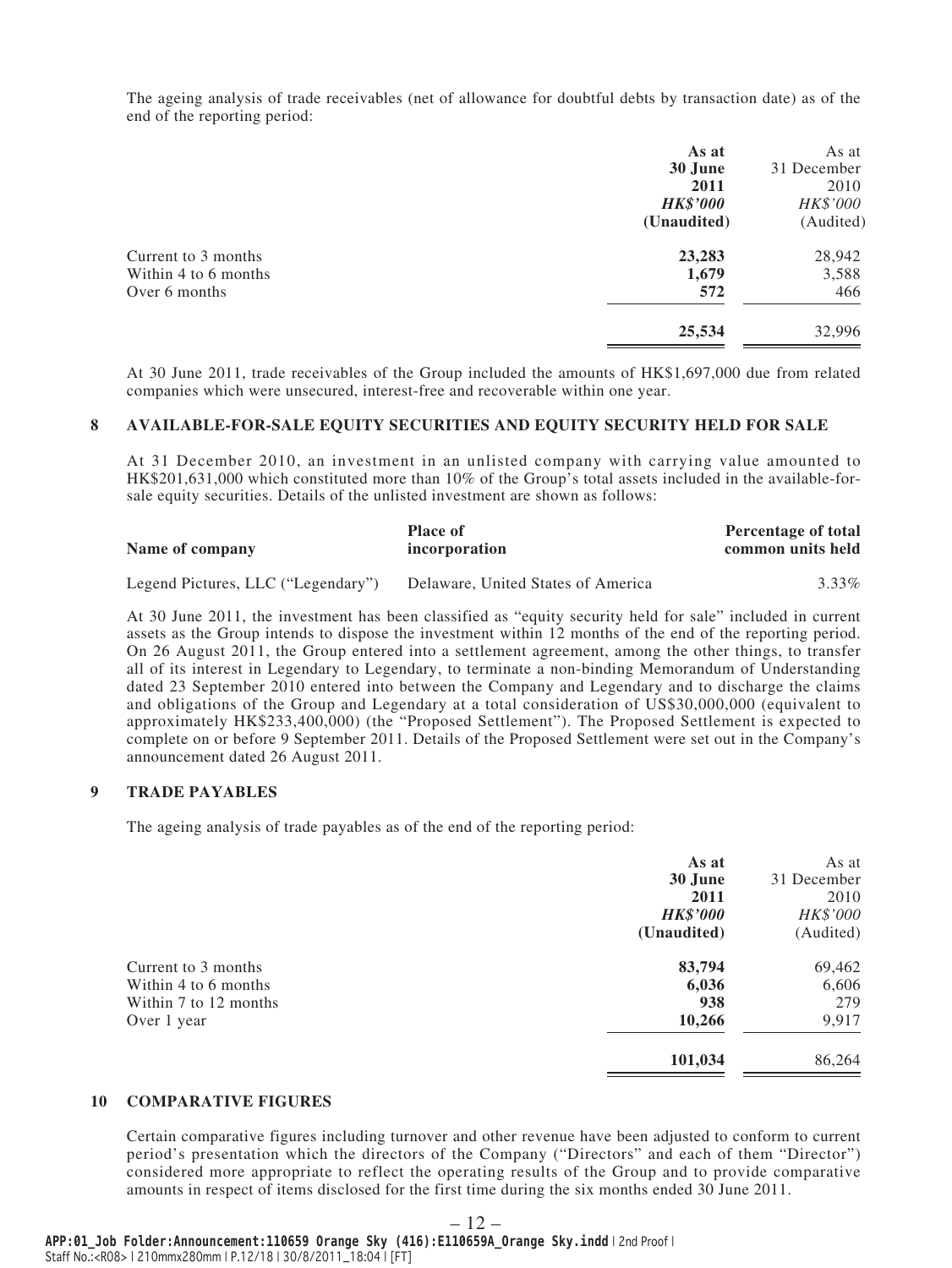The ageing analysis of trade receivables (net of allowance for doubtful debts by transaction date) as of the end of the reporting period:

| | As at 30 June 2011 HK$'000 (Unaudited) | As at 31 December 2010 HK$'000 (Audited) |
|---|---|---|
| Current to 3 months | **23,283** | 28,942 |
| Within 4 to 6 months | **1,679** | 3,588 |
| Over 6 months | **572** | 466 |
| | **25,534** | 32,996 |

At 30 June 2011, trade receivables of the Group included the amounts of HK$1,697,000 due from related companies which were unsecured, interest-free and recoverable within one year.

## 8 AVAILABLE-FOR-SALE EQUITY SECURITIES AND EQUITY SECURITY HELD FOR SALE

At 31 December 2010, an investment in an unlisted company with carrying value amounted to HK$201,631,000 which constituted more than 10% of the Group's total assets included in the available-for-sale equity securities. Details of the unlisted investment are shown as follows:

| Name of company | Place of incorporation | Percentage of total common units held |
|---|---|---|
| Legend Pictures, LLC ("Legendary") | Delaware, United States of America | 3.33% |

At 30 June 2011, the investment has been classified as "equity security held for sale" included in current assets as the Group intends to dispose the investment within 12 months of the end of the reporting period. On 26 August 2011, the Group entered into a settlement agreement, among the other things, to transfer all of its interest in Legendary to Legendary, to terminate a non-binding Memorandum of Understanding dated 23 September 2010 entered into between the Company and Legendary and to discharge the claims and obligations of the Group and Legendary at a total consideration of US$30,000,000 (equivalent to approximately HK$233,400,000) (the "Proposed Settlement"). The Proposed Settlement is expected to complete on or before 9 September 2011. Details of the Proposed Settlement were set out in the Company's announcement dated 26 August 2011.

## 9 TRADE PAYABLES

The ageing analysis of trade payables as of the end of the reporting period:

| | As at 30 June 2011 HK$'000 (Unaudited) | As at 31 December 2010 HK$'000 (Audited) |
|---|---|---|
| Current to 3 months | **83,794** | 69,462 |
| Within 4 to 6 months | **6,036** | 6,606 |
| Within 7 to 12 months | **938** | 279 |
| Over 1 year | **10,266** | 9,917 |
| | **101,034** | 86,264 |

## 10 COMPARATIVE FIGURES

Certain comparative figures including turnover and other revenue have been adjusted to conform to current period's presentation which the directors of the Company ("Directors" and each of them "Director") considered more appropriate to reflect the operating results of the Group and to provide comparative amounts in respect of items disclosed for the first time during the six months ended 30 June 2011.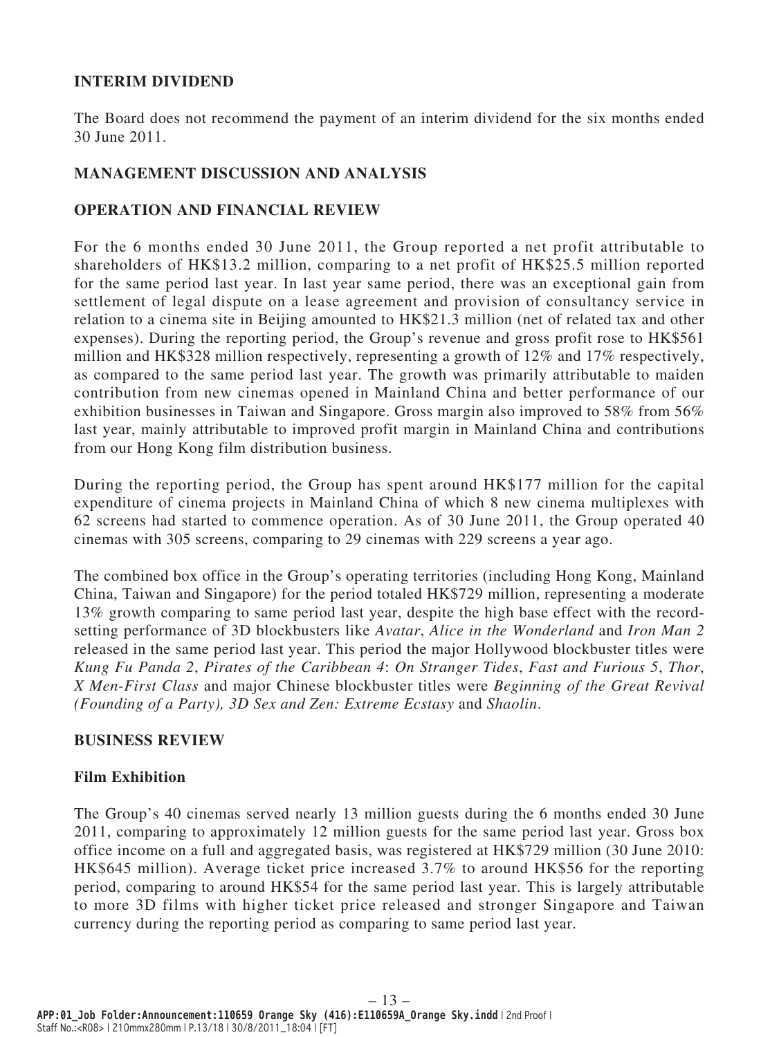## INTERIM DIVIDEND

The Board does not recommend the payment of an interim dividend for the six months ended 30 June 2011.

## MANAGEMENT DISCUSSION AND ANALYSIS

## OPERATION AND FINANCIAL REVIEW

For the 6 months ended 30 June 2011, the Group reported a net profit attributable to shareholders of HK$13.2 million, comparing to a net profit of HK$25.5 million reported for the same period last year. In last year same period, there was an exceptional gain from settlement of legal dispute on a lease agreement and provision of consultancy service in relation to a cinema site in Beijing amounted to HK$21.3 million (net of related tax and other expenses). During the reporting period, the Group's revenue and gross profit rose to HK$561 million and HK$328 million respectively, representing a growth of 12% and 17% respectively, as compared to the same period last year. The growth was primarily attributable to maiden contribution from new cinemas opened in Mainland China and better performance of our exhibition businesses in Taiwan and Singapore. Gross margin also improved to 58% from 56% last year, mainly attributable to improved profit margin in Mainland China and contributions from our Hong Kong film distribution business.

During the reporting period, the Group has spent around HK$177 million for the capital expenditure of cinema projects in Mainland China of which 8 new cinema multiplexes with 62 screens had started to commence operation. As of 30 June 2011, the Group operated 40 cinemas with 305 screens, comparing to 29 cinemas with 229 screens a year ago.

The combined box office in the Group's operating territories (including Hong Kong, Mainland China, Taiwan and Singapore) for the period totaled HK$729 million, representing a moderate 13% growth comparing to same period last year, despite the high base effect with the record-setting performance of 3D blockbusters like *Avatar*, *Alice in the Wonderland* and *Iron Man 2* released in the same period last year. This period the major Hollywood blockbuster titles were *Kung Fu Panda 2*, *Pirates of the Caribbean 4*: *On Stranger Tides*, *Fast and Furious 5*, *Thor*, *X Men-First Class* and major Chinese blockbuster titles were *Beginning of the Great Revival (Founding of a Party), 3D Sex and Zen: Extreme Ecstasy* and *Shaolin*.

## BUSINESS REVIEW

### Film Exhibition

The Group's 40 cinemas served nearly 13 million guests during the 6 months ended 30 June 2011, comparing to approximately 12 million guests for the same period last year. Gross box office income on a full and aggregated basis, was registered at HK$729 million (30 June 2010: HK$645 million). Average ticket price increased 3.7% to around HK$56 for the reporting period, comparing to around HK$54 for the same period last year. This is largely attributable to more 3D films with higher ticket price released and stronger Singapore and Taiwan currency during the reporting period as comparing to same period last year.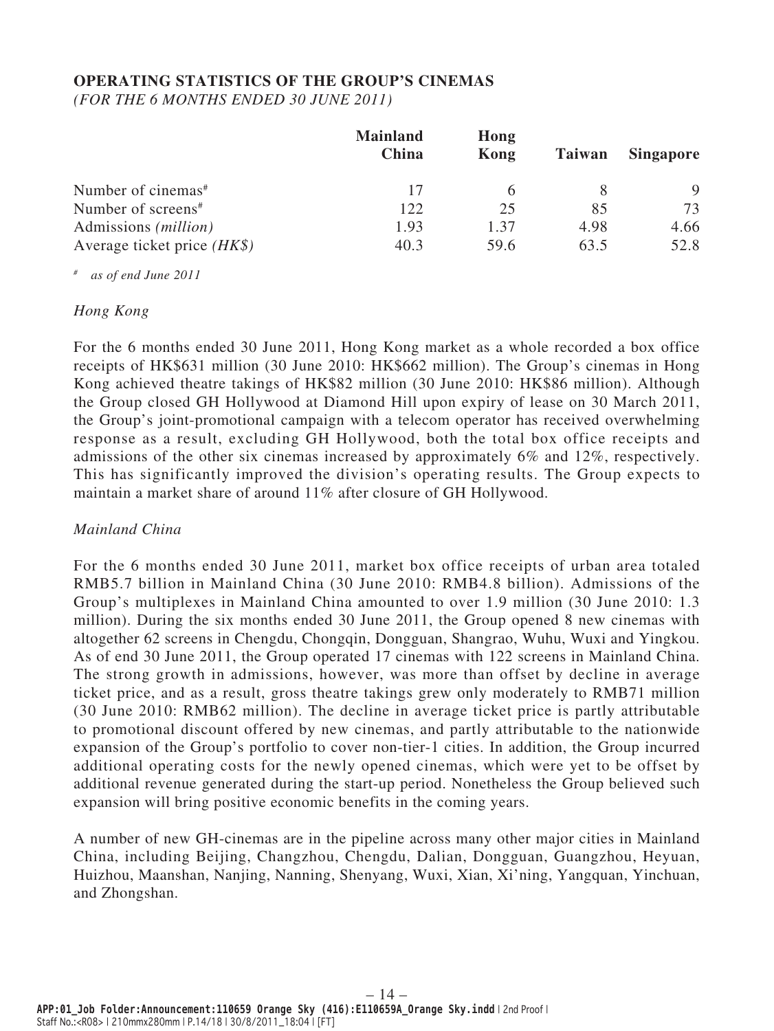## OPERATING STATISTICS OF THE GROUP'S CINEMAS

*(FOR THE 6 MONTHS ENDED 30 JUNE 2011)*

| | Mainland China | Hong Kong | Taiwan | Singapore |
|---|---|---|---|---|
| Number of cinemas# | 17 | 6 | 8 | 9 |
| Number of screens# | 122 | 25 | 85 | 73 |
| Admissions *(million)* | 1.93 | 1.37 | 4.98 | 4.66 |
| Average ticket price *(HK$)* | 40.3 | 59.6 | 63.5 | 52.8 |

# *as of end June 2011*

*Hong Kong*

For the 6 months ended 30 June 2011, Hong Kong market as a whole recorded a box office receipts of HK$631 million (30 June 2010: HK$662 million). The Group's cinemas in Hong Kong achieved theatre takings of HK$82 million (30 June 2010: HK$86 million). Although the Group closed GH Hollywood at Diamond Hill upon expiry of lease on 30 March 2011, the Group's joint-promotional campaign with a telecom operator has received overwhelming response as a result, excluding GH Hollywood, both the total box office receipts and admissions of the other six cinemas increased by approximately 6% and 12%, respectively. This has significantly improved the division's operating results. The Group expects to maintain a market share of around 11% after closure of GH Hollywood.

*Mainland China*

For the 6 months ended 30 June 2011, market box office receipts of urban area totaled RMB5.7 billion in Mainland China (30 June 2010: RMB4.8 billion). Admissions of the Group's multiplexes in Mainland China amounted to over 1.9 million (30 June 2010: 1.3 million). During the six months ended 30 June 2011, the Group opened 8 new cinemas with altogether 62 screens in Chengdu, Chongqin, Dongguan, Shangrao, Wuhu, Wuxi and Yingkou. As of end 30 June 2011, the Group operated 17 cinemas with 122 screens in Mainland China. The strong growth in admissions, however, was more than offset by decline in average ticket price, and as a result, gross theatre takings grew only moderately to RMB71 million (30 June 2010: RMB62 million). The decline in average ticket price is partly attributable to promotional discount offered by new cinemas, and partly attributable to the nationwide expansion of the Group's portfolio to cover non-tier-1 cities. In addition, the Group incurred additional operating costs for the newly opened cinemas, which were yet to be offset by additional revenue generated during the start-up period. Nonetheless the Group believed such expansion will bring positive economic benefits in the coming years.

A number of new GH-cinemas are in the pipeline across many other major cities in Mainland China, including Beijing, Changzhou, Chengdu, Dalian, Dongguan, Guangzhou, Heyuan, Huizhou, Maanshan, Nanjing, Nanning, Shenyang, Wuxi, Xian, Xi'ning, Yangquan, Yinchuan, and Zhongshan.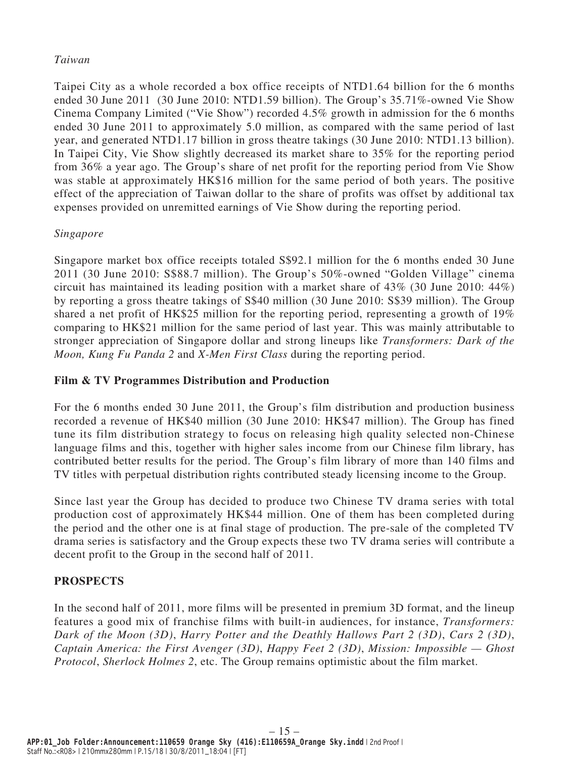*Taiwan*

Taipei City as a whole recorded a box office receipts of NTD1.64 billion for the 6 months ended 30 June 2011 (30 June 2010: NTD1.59 billion). The Group's 35.71%-owned Vie Show Cinema Company Limited ("Vie Show") recorded 4.5% growth in admission for the 6 months ended 30 June 2011 to approximately 5.0 million, as compared with the same period of last year, and generated NTD1.17 billion in gross theatre takings (30 June 2010: NTD1.13 billion). In Taipei City, Vie Show slightly decreased its market share to 35% for the reporting period from 36% a year ago. The Group's share of net profit for the reporting period from Vie Show was stable at approximately HK$16 million for the same period of both years. The positive effect of the appreciation of Taiwan dollar to the share of profits was offset by additional tax expenses provided on unremitted earnings of Vie Show during the reporting period.

*Singapore*

Singapore market box office receipts totaled S$92.1 million for the 6 months ended 30 June 2011 (30 June 2010: S$88.7 million). The Group's 50%-owned "Golden Village" cinema circuit has maintained its leading position with a market share of 43% (30 June 2010: 44%) by reporting a gross theatre takings of S$40 million (30 June 2010: S$39 million). The Group shared a net profit of HK$25 million for the reporting period, representing a growth of 19% comparing to HK$21 million for the same period of last year. This was mainly attributable to stronger appreciation of Singapore dollar and strong lineups like *Transformers: Dark of the Moon, Kung Fu Panda 2* and *X-Men First Class* during the reporting period.

**Film & TV Programmes Distribution and Production**

For the 6 months ended 30 June 2011, the Group's film distribution and production business recorded a revenue of HK$40 million (30 June 2010: HK$47 million). The Group has fined tune its film distribution strategy to focus on releasing high quality selected non-Chinese language films and this, together with higher sales income from our Chinese film library, has contributed better results for the period. The Group's film library of more than 140 films and TV titles with perpetual distribution rights contributed steady licensing income to the Group.

Since last year the Group has decided to produce two Chinese TV drama series with total production cost of approximately HK$44 million. One of them has been completed during the period and the other one is at final stage of production. The pre-sale of the completed TV drama series is satisfactory and the Group expects these two TV drama series will contribute a decent profit to the Group in the second half of 2011.

## PROSPECTS

In the second half of 2011, more films will be presented in premium 3D format, and the lineup features a good mix of franchise films with built-in audiences, for instance, *Transformers: Dark of the Moon (3D)*, *Harry Potter and the Deathly Hallows Part 2 (3D)*, *Cars 2 (3D)*, *Captain America: the First Avenger (3D)*, *Happy Feet 2 (3D)*, *Mission: Impossible — Ghost Protocol*, *Sherlock Holmes 2*, etc. The Group remains optimistic about the film market.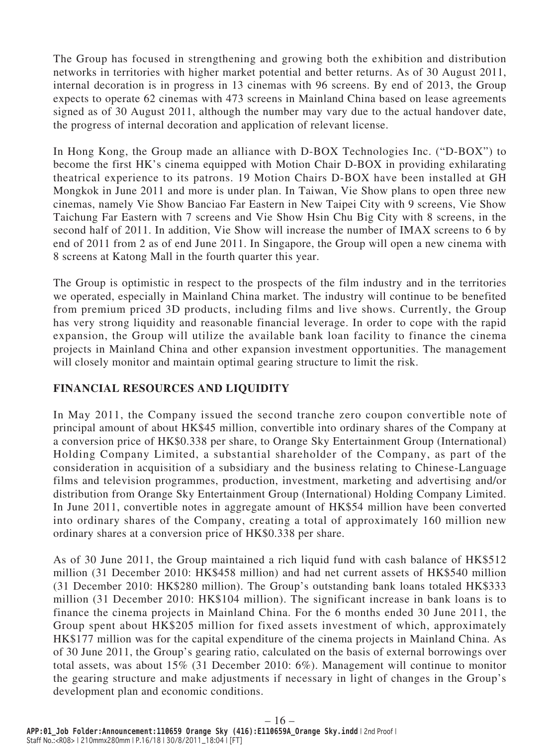The Group has focused in strengthening and growing both the exhibition and distribution networks in territories with higher market potential and better returns. As of 30 August 2011, internal decoration is in progress in 13 cinemas with 96 screens. By end of 2013, the Group expects to operate 62 cinemas with 473 screens in Mainland China based on lease agreements signed as of 30 August 2011, although the number may vary due to the actual handover date, the progress of internal decoration and application of relevant license.

In Hong Kong, the Group made an alliance with D-BOX Technologies Inc. ("D-BOX") to become the first HK's cinema equipped with Motion Chair D-BOX in providing exhilarating theatrical experience to its patrons. 19 Motion Chairs D-BOX have been installed at GH Mongkok in June 2011 and more is under plan. In Taiwan, Vie Show plans to open three new cinemas, namely Vie Show Banciao Far Eastern in New Taipei City with 9 screens, Vie Show Taichung Far Eastern with 7 screens and Vie Show Hsin Chu Big City with 8 screens, in the second half of 2011. In addition, Vie Show will increase the number of IMAX screens to 6 by end of 2011 from 2 as of end June 2011. In Singapore, the Group will open a new cinema with 8 screens at Katong Mall in the fourth quarter this year.

The Group is optimistic in respect to the prospects of the film industry and in the territories we operated, especially in Mainland China market. The industry will continue to be benefited from premium priced 3D products, including films and live shows. Currently, the Group has very strong liquidity and reasonable financial leverage. In order to cope with the rapid expansion, the Group will utilize the available bank loan facility to finance the cinema projects in Mainland China and other expansion investment opportunities. The management will closely monitor and maintain optimal gearing structure to limit the risk.

## FINANCIAL RESOURCES AND LIQUIDITY

In May 2011, the Company issued the second tranche zero coupon convertible note of principal amount of about HK$45 million, convertible into ordinary shares of the Company at a conversion price of HK$0.338 per share, to Orange Sky Entertainment Group (International) Holding Company Limited, a substantial shareholder of the Company, as part of the consideration in acquisition of a subsidiary and the business relating to Chinese-Language films and television programmes, production, investment, marketing and advertising and/or distribution from Orange Sky Entertainment Group (International) Holding Company Limited. In June 2011, convertible notes in aggregate amount of HK$54 million have been converted into ordinary shares of the Company, creating a total of approximately 160 million new ordinary shares at a conversion price of HK$0.338 per share.

As of 30 June 2011, the Group maintained a rich liquid fund with cash balance of HK$512 million (31 December 2010: HK$458 million) and had net current assets of HK$540 million (31 December 2010: HK$280 million). The Group's outstanding bank loans totaled HK$333 million (31 December 2010: HK$104 million). The significant increase in bank loans is to finance the cinema projects in Mainland China. For the 6 months ended 30 June 2011, the Group spent about HK$205 million for fixed assets investment of which, approximately HK$177 million was for the capital expenditure of the cinema projects in Mainland China. As of 30 June 2011, the Group's gearing ratio, calculated on the basis of external borrowings over total assets, was about 15% (31 December 2010: 6%). Management will continue to monitor the gearing structure and make adjustments if necessary in light of changes in the Group's development plan and economic conditions.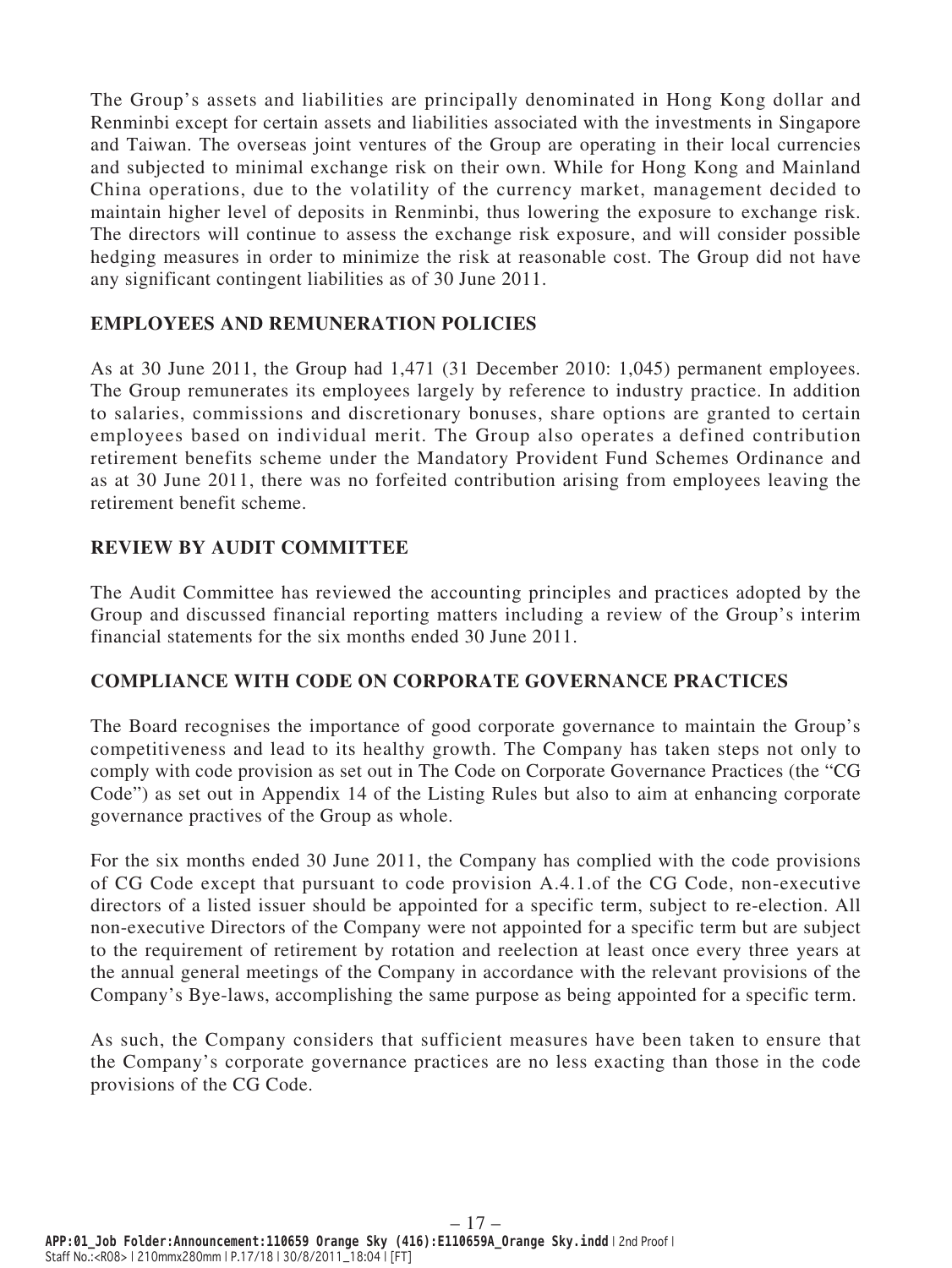The Group's assets and liabilities are principally denominated in Hong Kong dollar and Renminbi except for certain assets and liabilities associated with the investments in Singapore and Taiwan. The overseas joint ventures of the Group are operating in their local currencies and subjected to minimal exchange risk on their own. While for Hong Kong and Mainland China operations, due to the volatility of the currency market, management decided to maintain higher level of deposits in Renminbi, thus lowering the exposure to exchange risk. The directors will continue to assess the exchange risk exposure, and will consider possible hedging measures in order to minimize the risk at reasonable cost. The Group did not have any significant contingent liabilities as of 30 June 2011.

## EMPLOYEES AND REMUNERATION POLICIES

As at 30 June 2011, the Group had 1,471 (31 December 2010: 1,045) permanent employees. The Group remunerates its employees largely by reference to industry practice. In addition to salaries, commissions and discretionary bonuses, share options are granted to certain employees based on individual merit. The Group also operates a defined contribution retirement benefits scheme under the Mandatory Provident Fund Schemes Ordinance and as at 30 June 2011, there was no forfeited contribution arising from employees leaving the retirement benefit scheme.

## REVIEW BY AUDIT COMMITTEE

The Audit Committee has reviewed the accounting principles and practices adopted by the Group and discussed financial reporting matters including a review of the Group's interim financial statements for the six months ended 30 June 2011.

## COMPLIANCE WITH CODE ON CORPORATE GOVERNANCE PRACTICES

The Board recognises the importance of good corporate governance to maintain the Group's competitiveness and lead to its healthy growth. The Company has taken steps not only to comply with code provision as set out in The Code on Corporate Governance Practices (the "CG Code") as set out in Appendix 14 of the Listing Rules but also to aim at enhancing corporate governance practives of the Group as whole.

For the six months ended 30 June 2011, the Company has complied with the code provisions of CG Code except that pursuant to code provision A.4.1.of the CG Code, non-executive directors of a listed issuer should be appointed for a specific term, subject to re-election. All non-executive Directors of the Company were not appointed for a specific term but are subject to the requirement of retirement by rotation and reelection at least once every three years at the annual general meetings of the Company in accordance with the relevant provisions of the Company's Bye-laws, accomplishing the same purpose as being appointed for a specific term.

As such, the Company considers that sufficient measures have been taken to ensure that the Company's corporate governance practices are no less exacting than those in the code provisions of the CG Code.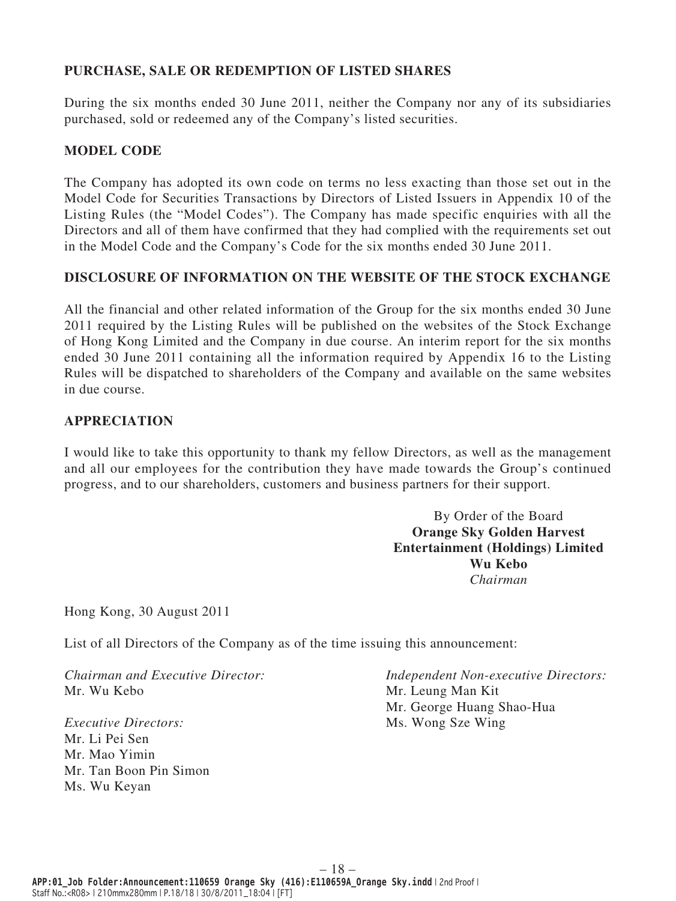## PURCHASE, SALE OR REDEMPTION OF LISTED SHARES

During the six months ended 30 June 2011, neither the Company nor any of its subsidiaries purchased, sold or redeemed any of the Company's listed securities.

## MODEL CODE

The Company has adopted its own code on terms no less exacting than those set out in the Model Code for Securities Transactions by Directors of Listed Issuers in Appendix 10 of the Listing Rules (the "Model Codes"). The Company has made specific enquiries with all the Directors and all of them have confirmed that they had complied with the requirements set out in the Model Code and the Company's Code for the six months ended 30 June 2011.

## DISCLOSURE OF INFORMATION ON THE WEBSITE OF THE STOCK EXCHANGE

All the financial and other related information of the Group for the six months ended 30 June 2011 required by the Listing Rules will be published on the websites of the Stock Exchange of Hong Kong Limited and the Company in due course. An interim report for the six months ended 30 June 2011 containing all the information required by Appendix 16 to the Listing Rules will be dispatched to shareholders of the Company and available on the same websites in due course.

## APPRECIATION

I would like to take this opportunity to thank my fellow Directors, as well as the management and all our employees for the contribution they have made towards the Group's continued progress, and to our shareholders, customers and business partners for their support.

By Order of the Board
**Orange Sky Golden Harvest Entertainment (Holdings) Limited**
**Wu Kebo**
*Chairman*

Hong Kong, 30 August 2011

List of all Directors of the Company as of the time issuing this announcement:

*Chairman and Executive Director:*
Mr. Wu Kebo

*Executive Directors:*
Mr. Li Pei Sen
Mr. Mao Yimin
Mr. Tan Boon Pin Simon
Ms. Wu Keyan

*Independent Non-executive Directors:*
Mr. Leung Man Kit
Mr. George Huang Shao-Hua
Ms. Wong Sze Wing